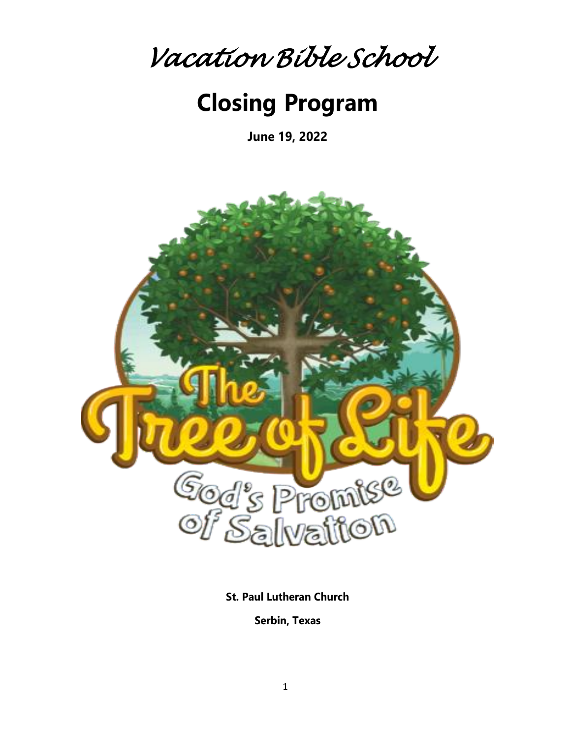*Vacation Bible School*

# Closing Program

**June 19, 2022**

**St. Paul Lutheran Church**

**Serbin, Texas**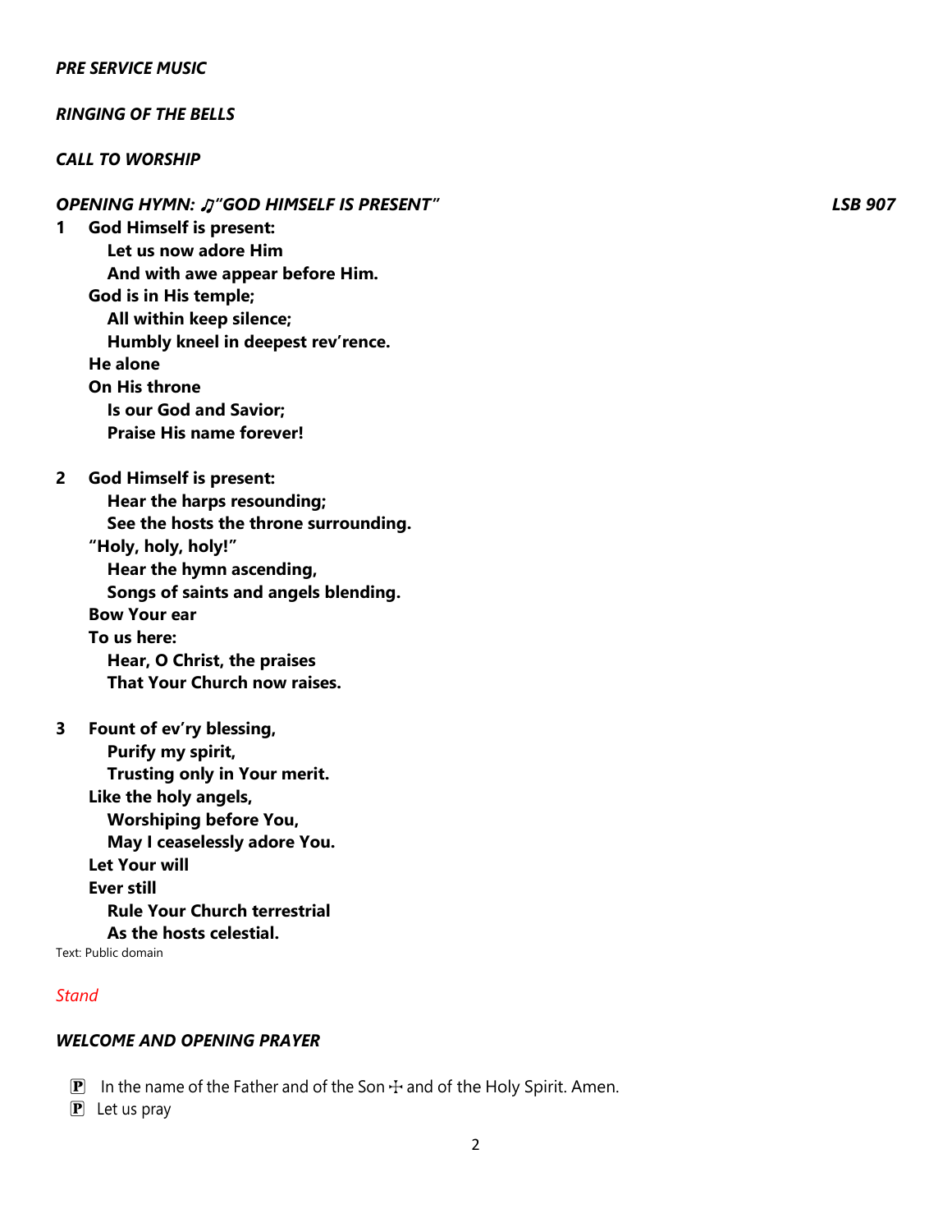***PRE SERVICE MUSIC***

***RINGING OF THE BELLS***

***CALL TO WORSHIP***

***OPENING HYMN: ♫"GOD HIMSELF IS PRESENT"*** ***LSB 907***

**1 God Himself is present:**
**Let us now adore Him**
**And with awe appear before Him.**
**God is in His temple;**
**All within keep silence;**
**Humbly kneel in deepest rev'rence.**
**He alone**
**On His throne**
**Is our God and Savior;**
**Praise His name forever!**

**2 God Himself is present:**
**Hear the harps resounding;**
**See the hosts the throne surrounding.**
**"Holy, holy, holy!"**
**Hear the hymn ascending,**
**Songs of saints and angels blending.**
**Bow Your ear**
**To us here:**
**Hear, O Christ, the praises**
**That Your Church now raises.**

**3 Fount of ev'ry blessing,**
**Purify my spirit,**
**Trusting only in Your merit.**
**Like the holy angels,**
**Worshiping before You,**
**May I ceaselessly adore You.**
**Let Your will**
**Ever still**
**Rule Your Church terrestrial**
**As the hosts celestial.**

Text: Public domain

*Stand*

***WELCOME AND OPENING PRAYER***

🅟 In the name of the Father and of the Son ☩ and of the Holy Spirit. Amen.

🅟 Let us pray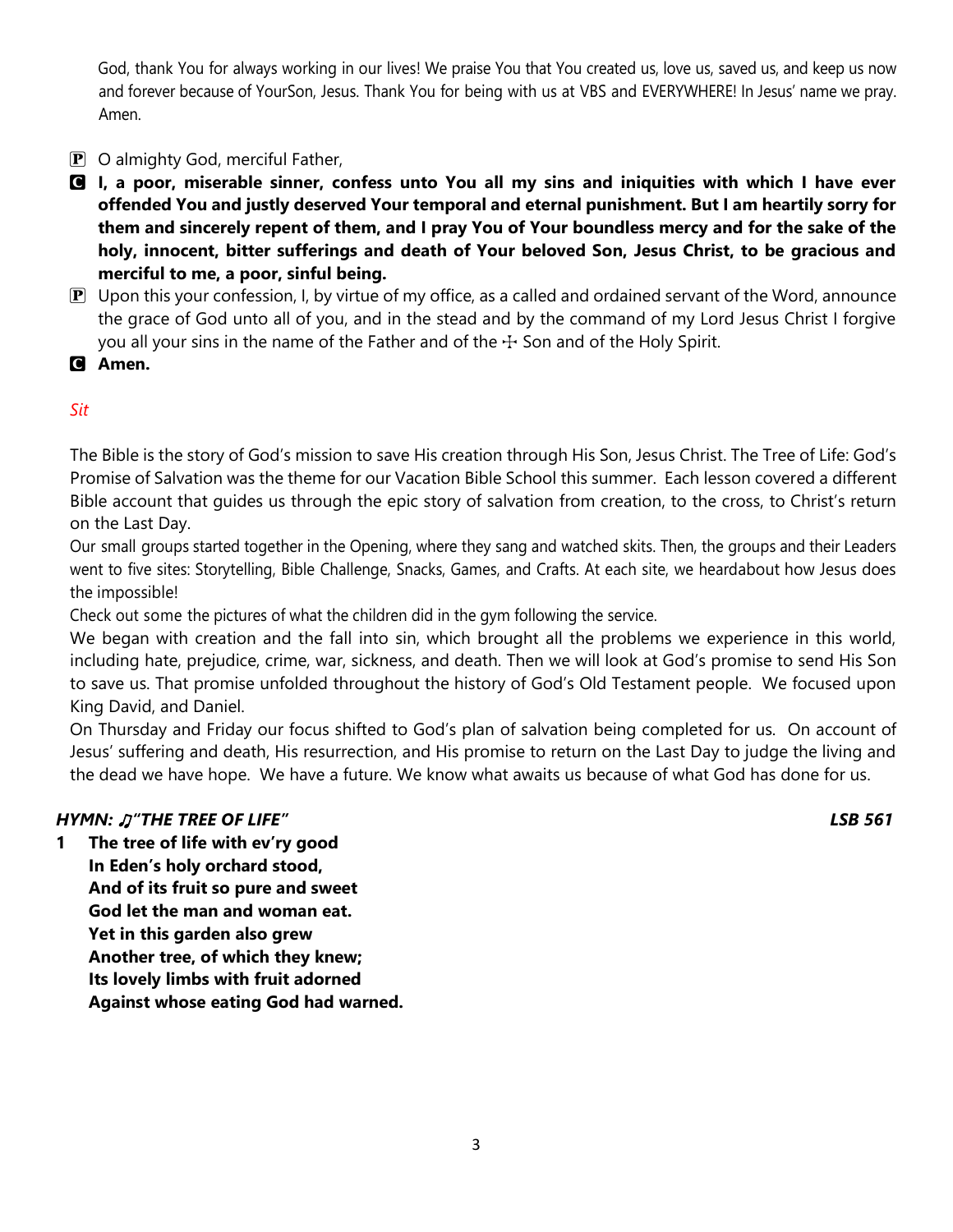God, thank You for always working in our lives! We praise You that You created us, love us, saved us, and keep us now and forever because of YourSon, Jesus. Thank You for being with us at VBS and EVERYWHERE! In Jesus' name we pray. Amen.

P O almighty God, merciful Father,

C **I, a poor, miserable sinner, confess unto You all my sins and iniquities with which I have ever offended You and justly deserved Your temporal and eternal punishment. But I am heartily sorry for them and sincerely repent of them, and I pray You of Your boundless mercy and for the sake of the holy, innocent, bitter sufferings and death of Your beloved Son, Jesus Christ, to be gracious and merciful to me, a poor, sinful being.**

P Upon this your confession, I, by virtue of my office, as a called and ordained servant of the Word, announce the grace of God unto all of you, and in the stead and by the command of my Lord Jesus Christ I forgive you all your sins in the name of the Father and of the ☩ Son and of the Holy Spirit.

C **Amen.**

*Sit*

The Bible is the story of God's mission to save His creation through His Son, Jesus Christ. The Tree of Life: God's Promise of Salvation was the theme for our Vacation Bible School this summer. Each lesson covered a different Bible account that guides us through the epic story of salvation from creation, to the cross, to Christ's return on the Last Day.

Our small groups started together in the Opening, where they sang and watched skits. Then, the groups and their Leaders went to five sites: Storytelling, Bible Challenge, Snacks, Games, and Crafts. At each site, we heardabout how Jesus does the impossible!

Check out some the pictures of what the children did in the gym following the service.

We began with creation and the fall into sin, which brought all the problems we experience in this world, including hate, prejudice, crime, war, sickness, and death. Then we will look at God's promise to send His Son to save us. That promise unfolded throughout the history of God's Old Testament people. We focused upon King David, and Daniel.

On Thursday and Friday our focus shifted to God's plan of salvation being completed for us. On account of Jesus' suffering and death, His resurrection, and His promise to return on the Last Day to judge the living and the dead we have hope. We have a future. We know what awaits us because of what God has done for us.

***HYMN: ♫"THE TREE OF LIFE"*** ***LSB 561***

**1 The tree of life with ev'ry good**
**In Eden's holy orchard stood,**
**And of its fruit so pure and sweet**
**God let the man and woman eat.**
**Yet in this garden also grew**
**Another tree, of which they knew;**
**Its lovely limbs with fruit adorned**
**Against whose eating God had warned.**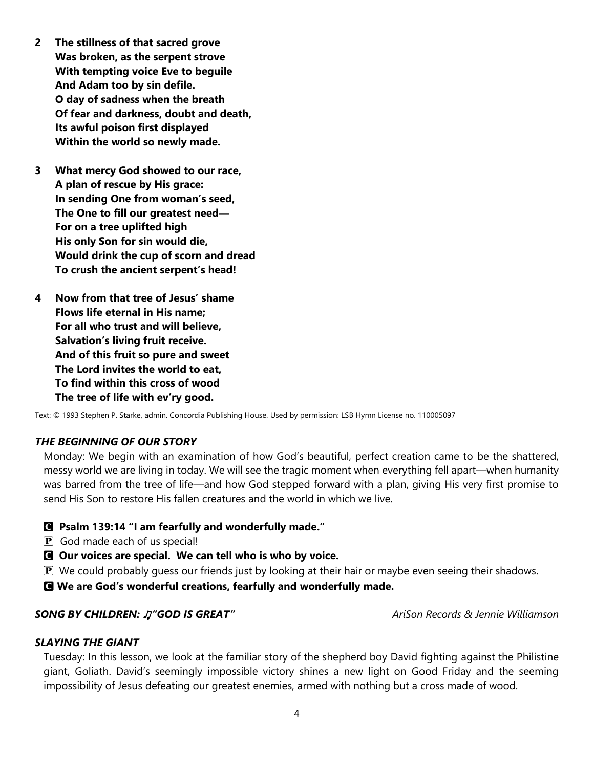**2 The stillness of that sacred grove**
**Was broken, as the serpent strove**
**With tempting voice Eve to beguile**
**And Adam too by sin defile.**
**O day of sadness when the breath**
**Of fear and darkness, doubt and death,**
**Its awful poison first displayed**
**Within the world so newly made.**

**3 What mercy God showed to our race,**
**A plan of rescue by His grace:**
**In sending One from woman's seed,**
**The One to fill our greatest need—**
**For on a tree uplifted high**
**His only Son for sin would die,**
**Would drink the cup of scorn and dread**
**To crush the ancient serpent's head!**

**4 Now from that tree of Jesus' shame**
**Flows life eternal in His name;**
**For all who trust and will believe,**
**Salvation's living fruit receive.**
**And of this fruit so pure and sweet**
**The Lord invites the world to eat,**
**To find within this cross of wood**
**The tree of life with ev'ry good.**

Text: © 1993 Stephen P. Starke, admin. Concordia Publishing House. Used by permission: LSB Hymn License no. 110005097

***THE BEGINNING OF OUR STORY***

Monday: We begin with an examination of how God's beautiful, perfect creation came to be the shattered, messy world we are living in today. We will see the tragic moment when everything fell apart—when humanity was barred from the tree of life—and how God stepped forward with a plan, giving His very first promise to send His Son to restore His fallen creatures and the world in which we live.

**C Psalm 139:14 "I am fearfully and wonderfully made."**

P God made each of us special!

**C Our voices are special. We can tell who is who by voice.**

P We could probably guess our friends just by looking at their hair or maybe even seeing their shadows.

**C We are God's wonderful creations, fearfully and wonderfully made.**

***SONG BY CHILDREN: ♫"GOD IS GREAT"*** *AriSon Records & Jennie Williamson*

***SLAYING THE GIANT***

Tuesday: In this lesson, we look at the familiar story of the shepherd boy David fighting against the Philistine giant, Goliath. David's seemingly impossible victory shines a new light on Good Friday and the seeming impossibility of Jesus defeating our greatest enemies, armed with nothing but a cross made of wood.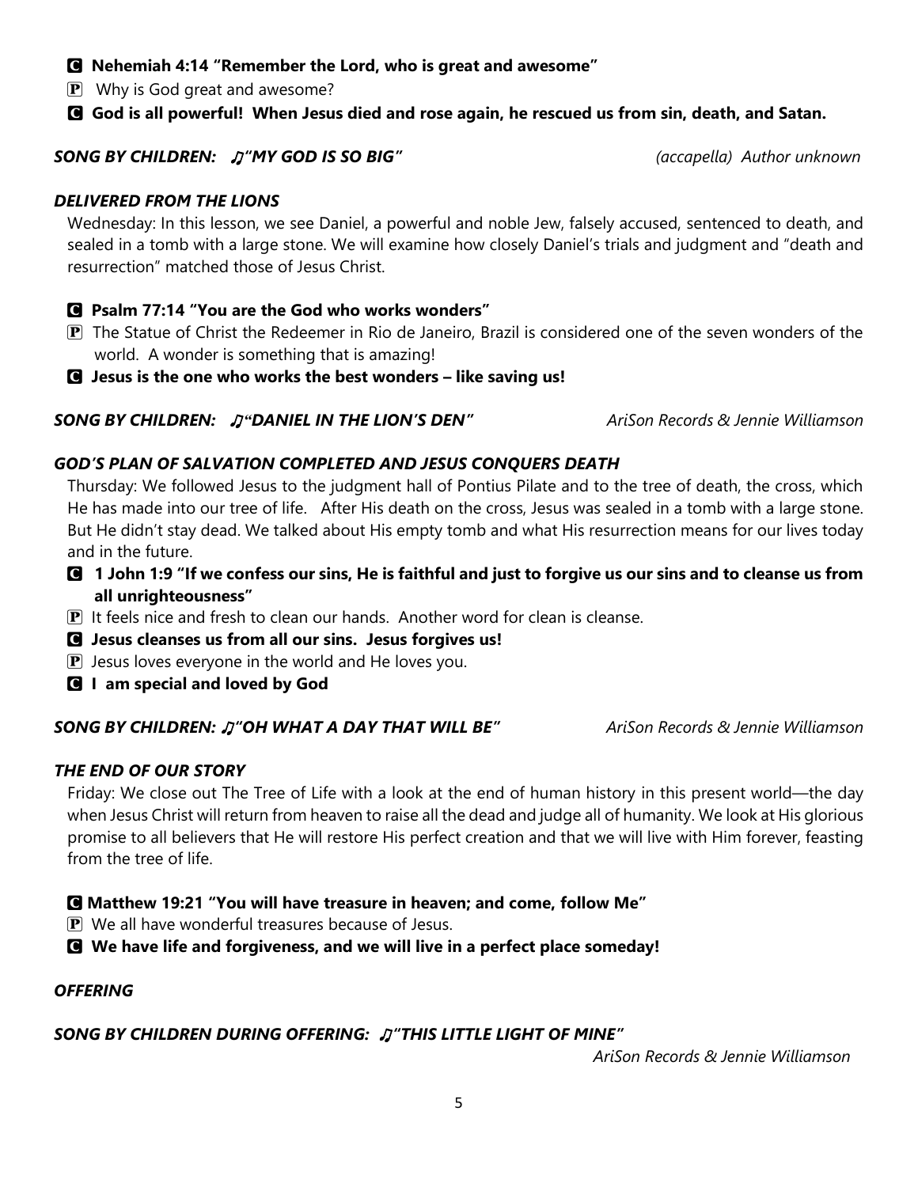**C Nehemiah 4:14 "Remember the Lord, who is great and awesome"**

P Why is God great and awesome?

**C God is all powerful! When Jesus died and rose again, he rescued us from sin, death, and Satan.**

***SONG BY CHILDREN: ♫"MY GOD IS SO BIG"*** *(accapella) Author unknown*

***DELIVERED FROM THE LIONS***

Wednesday: In this lesson, we see Daniel, a powerful and noble Jew, falsely accused, sentenced to death, and sealed in a tomb with a large stone. We will examine how closely Daniel's trials and judgment and "death and resurrection" matched those of Jesus Christ.

**C Psalm 77:14 "You are the God who works wonders"**

P The Statue of Christ the Redeemer in Rio de Janeiro, Brazil is considered one of the seven wonders of the world. A wonder is something that is amazing!

**C Jesus is the one who works the best wonders – like saving us!**

***SONG BY CHILDREN: ♫"DANIEL IN THE LION'S DEN"*** *AriSon Records & Jennie Williamson*

***GOD'S PLAN OF SALVATION COMPLETED AND JESUS CONQUERS DEATH***

Thursday: We followed Jesus to the judgment hall of Pontius Pilate and to the tree of death, the cross, which He has made into our tree of life. After His death on the cross, Jesus was sealed in a tomb with a large stone. But He didn't stay dead. We talked about His empty tomb and what His resurrection means for our lives today and in the future.

**C 1 John 1:9 "If we confess our sins, He is faithful and just to forgive us our sins and to cleanse us from all unrighteousness"**

P It feels nice and fresh to clean our hands. Another word for clean is cleanse.

**C Jesus cleanses us from all our sins. Jesus forgives us!**

P Jesus loves everyone in the world and He loves you.

**C I am special and loved by God**

***SONG BY CHILDREN: ♫"OH WHAT A DAY THAT WILL BE"*** *AriSon Records & Jennie Williamson*

***THE END OF OUR STORY***

Friday: We close out The Tree of Life with a look at the end of human history in this present world—the day when Jesus Christ will return from heaven to raise all the dead and judge all of humanity. We look at His glorious promise to all believers that He will restore His perfect creation and that we will live with Him forever, feasting from the tree of life.

**C Matthew 19:21 "You will have treasure in heaven; and come, follow Me"**

P We all have wonderful treasures because of Jesus.

**C We have life and forgiveness, and we will live in a perfect place someday!**

***OFFERING***

***SONG BY CHILDREN DURING OFFERING: ♫"THIS LITTLE LIGHT OF MINE"***

*AriSon Records & Jennie Williamson*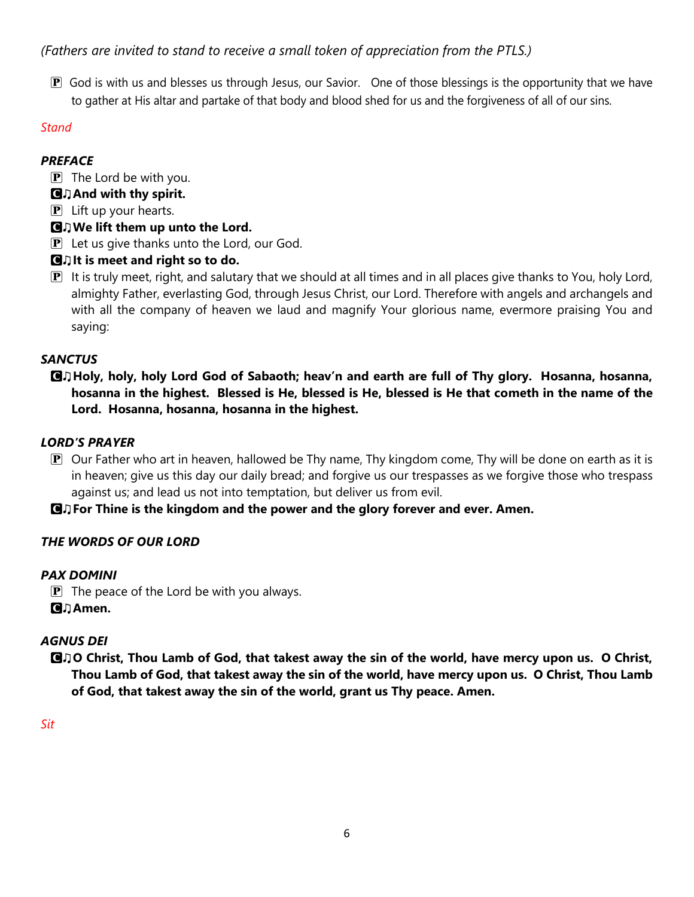*(Fathers are invited to stand to receive a small token of appreciation from the PTLS.)*

🄿 God is with us and blesses us through Jesus, our Savior. One of those blessings is the opportunity that we have to gather at His altar and partake of that body and blood shed for us and the forgiveness of all of our sins.

*Stand*

***PREFACE***

🄿 The Lord be with you.

🅲♫ **And with thy spirit.**

🄿 Lift up your hearts.

🅲♫ **We lift them up unto the Lord.**

🄿 Let us give thanks unto the Lord, our God.

🅲♫ **It is meet and right so to do.**

🄿 It is truly meet, right, and salutary that we should at all times and in all places give thanks to You, holy Lord, almighty Father, everlasting God, through Jesus Christ, our Lord. Therefore with angels and archangels and with all the company of heaven we laud and magnify Your glorious name, evermore praising You and saying:

***SANCTUS***

🅲♫ **Holy, holy, holy Lord God of Sabaoth; heav'n and earth are full of Thy glory. Hosanna, hosanna, hosanna in the highest. Blessed is He, blessed is He, blessed is He that cometh in the name of the Lord. Hosanna, hosanna, hosanna in the highest.**

***LORD'S PRAYER***

🄿 Our Father who art in heaven, hallowed be Thy name, Thy kingdom come, Thy will be done on earth as it is in heaven; give us this day our daily bread; and forgive us our trespasses as we forgive those who trespass against us; and lead us not into temptation, but deliver us from evil.

🅲♫ **For Thine is the kingdom and the power and the glory forever and ever. Amen.**

***THE WORDS OF OUR LORD***

***PAX DOMINI***

🄿 The peace of the Lord be with you always.

🅲♫ **Amen.**

***AGNUS DEI***

🅲♫ **O Christ, Thou Lamb of God, that takest away the sin of the world, have mercy upon us. O Christ, Thou Lamb of God, that takest away the sin of the world, have mercy upon us. O Christ, Thou Lamb of God, that takest away the sin of the world, grant us Thy peace. Amen.**

*Sit*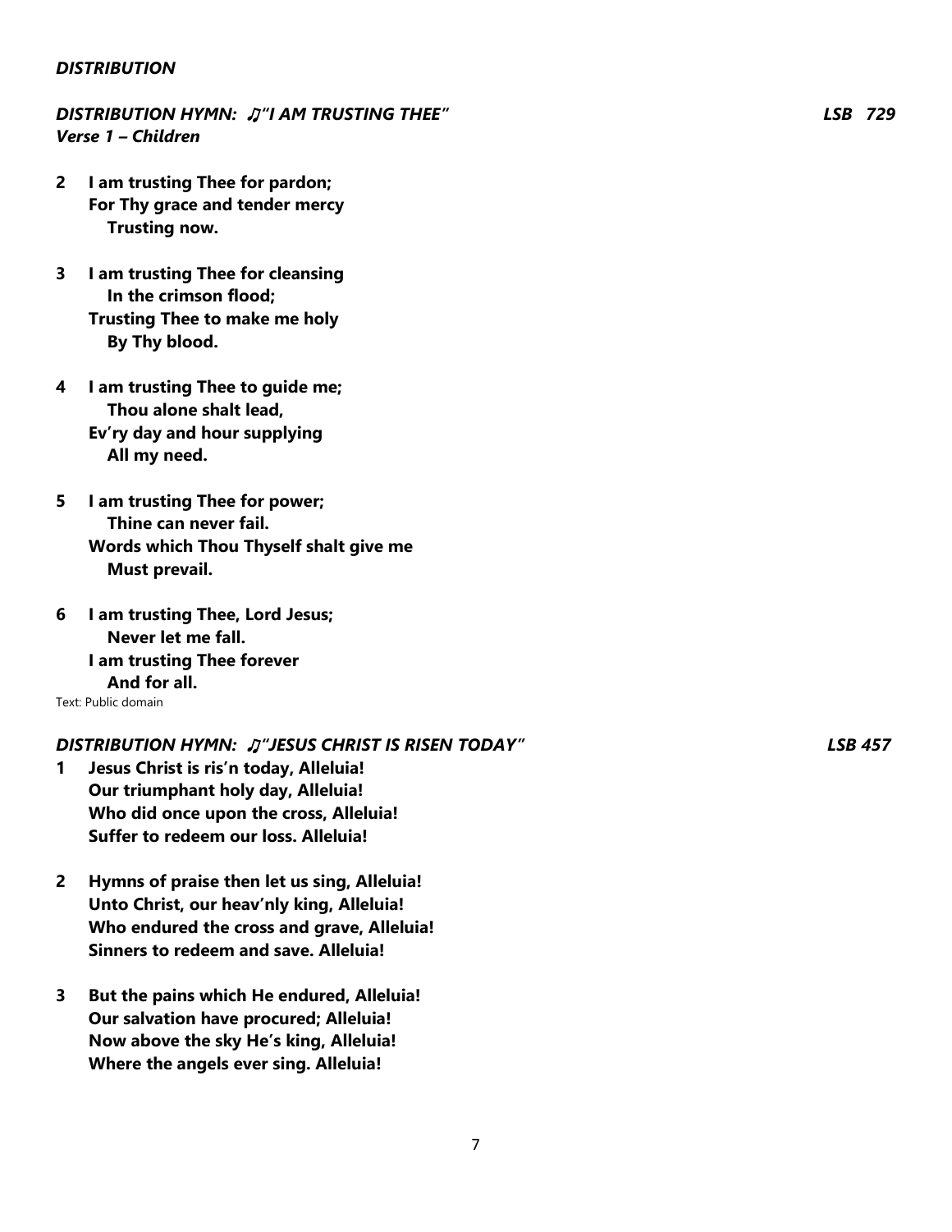***DISTRIBUTION***

***DISTRIBUTION HYMN: ♫"I AM TRUSTING THEE" LSB 729***
***Verse 1 – Children***

**2 I am trusting Thee for pardon;**
**For Thy grace and tender mercy**
**Trusting now.**

**3 I am trusting Thee for cleansing**
**In the crimson flood;**
**Trusting Thee to make me holy**
**By Thy blood.**

**4 I am trusting Thee to guide me;**
**Thou alone shalt lead,**
**Ev'ry day and hour supplying**
**All my need.**

**5 I am trusting Thee for power;**
**Thine can never fail.**
**Words which Thou Thyself shalt give me**
**Must prevail.**

**6 I am trusting Thee, Lord Jesus;**
**Never let me fall.**
**I am trusting Thee forever**
**And for all.**

Text: Public domain

***DISTRIBUTION HYMN: ♫"JESUS CHRIST IS RISEN TODAY" LSB 457***

**1 Jesus Christ is ris'n today, Alleluia!**
**Our triumphant holy day, Alleluia!**
**Who did once upon the cross, Alleluia!**
**Suffer to redeem our loss. Alleluia!**

**2 Hymns of praise then let us sing, Alleluia!**
**Unto Christ, our heav'nly king, Alleluia!**
**Who endured the cross and grave, Alleluia!**
**Sinners to redeem and save. Alleluia!**

**3 But the pains which He endured, Alleluia!**
**Our salvation have procured; Alleluia!**
**Now above the sky He's king, Alleluia!**
**Where the angels ever sing. Alleluia!**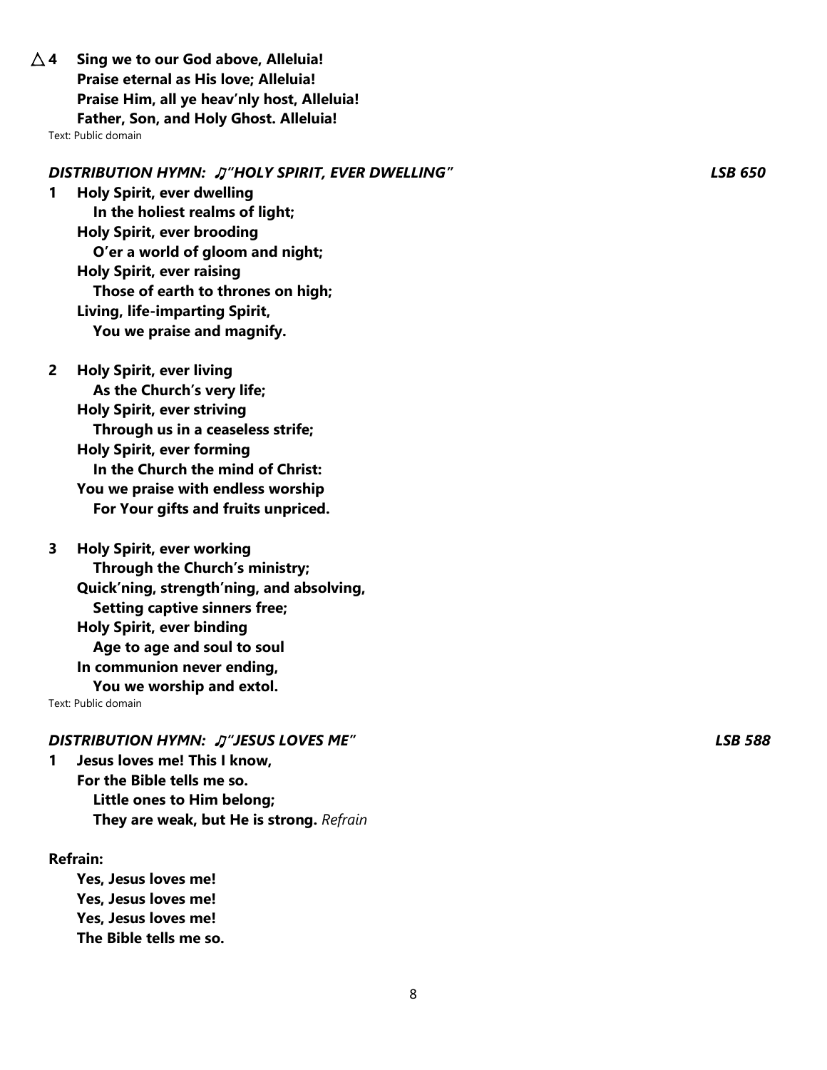△ **4 Sing we to our God above, Alleluia!**
**Praise eternal as His love; Alleluia!**
**Praise Him, all ye heav'nly host, Alleluia!**
**Father, Son, and Holy Ghost. Alleluia!**

Text: Public domain

***DISTRIBUTION HYMN: ♫"HOLY SPIRIT, EVER DWELLING" LSB 650***

**1 Holy Spirit, ever dwelling**
**In the holiest realms of light;**
**Holy Spirit, ever brooding**
**O'er a world of gloom and night;**
**Holy Spirit, ever raising**
**Those of earth to thrones on high;**
**Living, life-imparting Spirit,**
**You we praise and magnify.**

**2 Holy Spirit, ever living**
**As the Church's very life;**
**Holy Spirit, ever striving**
**Through us in a ceaseless strife;**
**Holy Spirit, ever forming**
**In the Church the mind of Christ:**
**You we praise with endless worship**
**For Your gifts and fruits unpriced.**

**3 Holy Spirit, ever working**
**Through the Church's ministry;**
**Quick'ning, strength'ning, and absolving,**
**Setting captive sinners free;**
**Holy Spirit, ever binding**
**Age to age and soul to soul**
**In communion never ending,**
**You we worship and extol.**

Text: Public domain

***DISTRIBUTION HYMN: ♫"JESUS LOVES ME" LSB 588***

**1 Jesus loves me! This I know,**
**For the Bible tells me so.**
**Little ones to Him belong;**
**They are weak, but He is strong.** *Refrain*

**Refrain:**

**Yes, Jesus loves me!**
**Yes, Jesus loves me!**
**Yes, Jesus loves me!**
**The Bible tells me so.**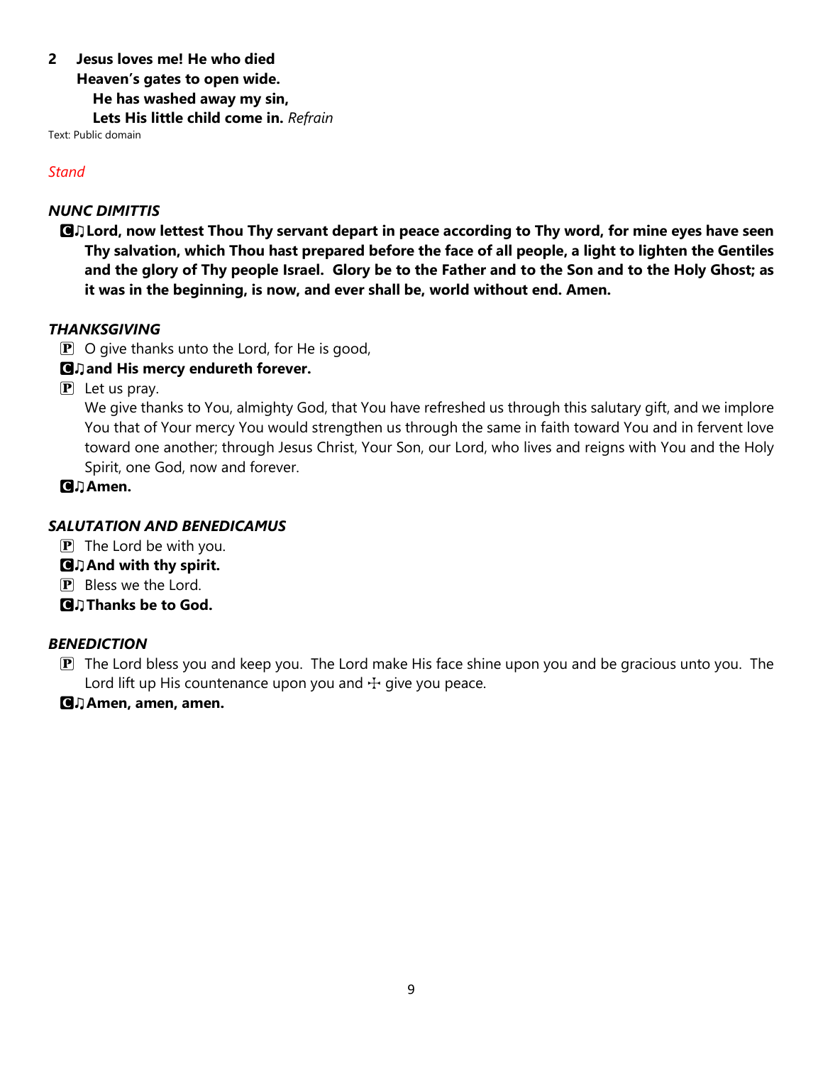**2 Jesus loves me! He who died**
**Heaven's gates to open wide.**
**He has washed away my sin,**
**Lets His little child come in.** *Refrain*

Text: Public domain

*Stand*

### *NUNC DIMITTIS*

🅒♫ **Lord, now lettest Thou Thy servant depart in peace according to Thy word, for mine eyes have seen Thy salvation, which Thou hast prepared before the face of all people, a light to lighten the Gentiles and the glory of Thy people Israel. Glory be to the Father and to the Son and to the Holy Ghost; as it was in the beginning, is now, and ever shall be, world without end. Amen.**

### *THANKSGIVING*

🅟 O give thanks unto the Lord, for He is good,

🅒♫ **and His mercy endureth forever.**

🅟 Let us pray.

We give thanks to You, almighty God, that You have refreshed us through this salutary gift, and we implore You that of Your mercy You would strengthen us through the same in faith toward You and in fervent love toward one another; through Jesus Christ, Your Son, our Lord, who lives and reigns with You and the Holy Spirit, one God, now and forever.

🅒♫ **Amen.**

### *SALUTATION AND BENEDICAMUS*

🅟 The Lord be with you.

🅒♫ **And with thy spirit.**

🅟 Bless we the Lord.

🅒♫ **Thanks be to God.**

### *BENEDICTION*

🅟 The Lord bless you and keep you. The Lord make His face shine upon you and be gracious unto you. The Lord lift up His countenance upon you and ☩ give you peace.

🅒♫ **Amen, amen, amen.**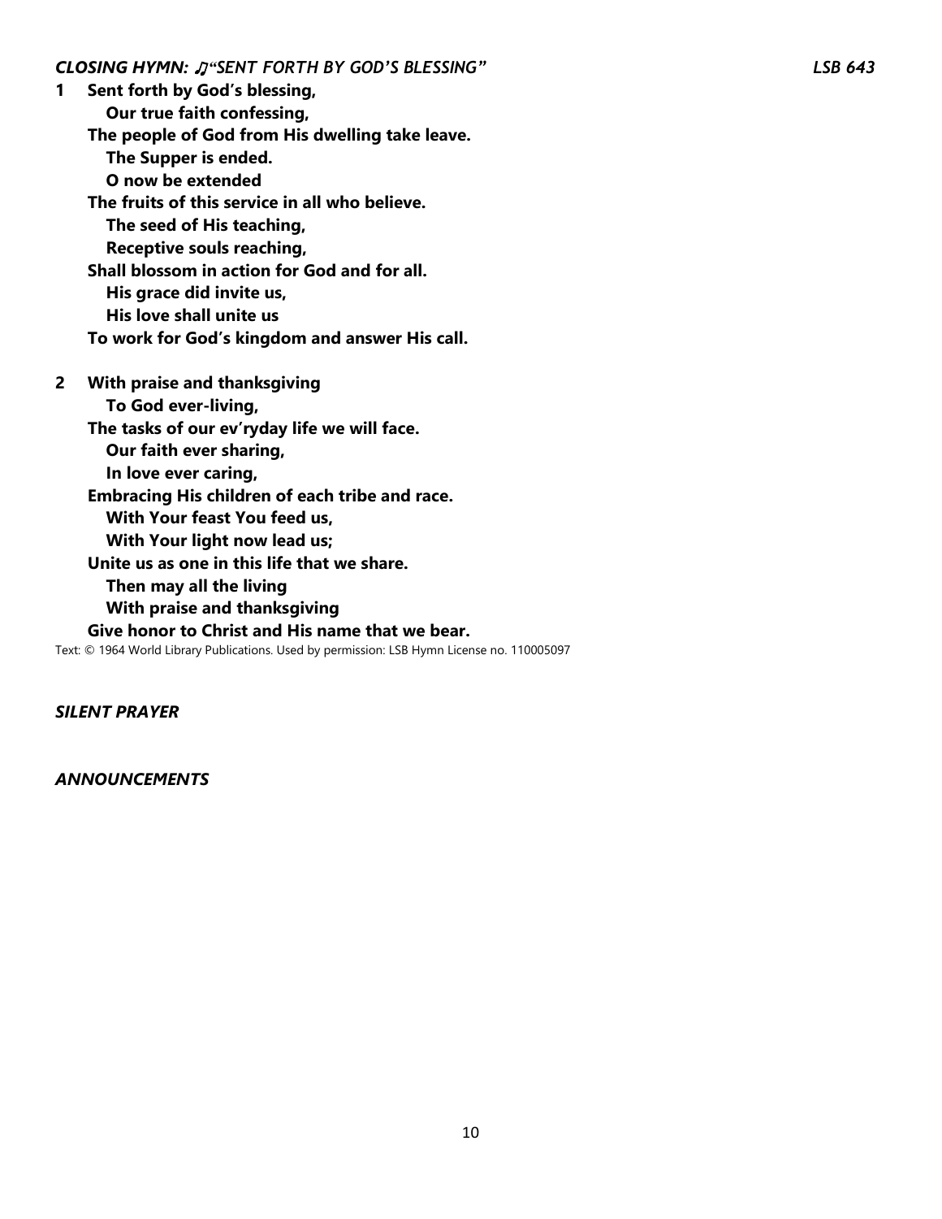***CLOSING HYMN: ♫"SENT FORTH BY GOD'S BLESSING"*** ***LSB 643***

**1 Sent forth by God's blessing,**
**Our true faith confessing,**
**The people of God from His dwelling take leave.**
**The Supper is ended.**
**O now be extended**
**The fruits of this service in all who believe.**
**The seed of His teaching,**
**Receptive souls reaching,**
**Shall blossom in action for God and for all.**
**His grace did invite us,**
**His love shall unite us**
**To work for God's kingdom and answer His call.**

**2 With praise and thanksgiving**
**To God ever-living,**
**The tasks of our ev'ryday life we will face.**
**Our faith ever sharing,**
**In love ever caring,**
**Embracing His children of each tribe and race.**
**With Your feast You feed us,**
**With Your light now lead us;**
**Unite us as one in this life that we share.**
**Then may all the living**
**With praise and thanksgiving**
**Give honor to Christ and His name that we bear.**

Text: © 1964 World Library Publications. Used by permission: LSB Hymn License no. 110005097

***SILENT PRAYER***

***ANNOUNCEMENTS***